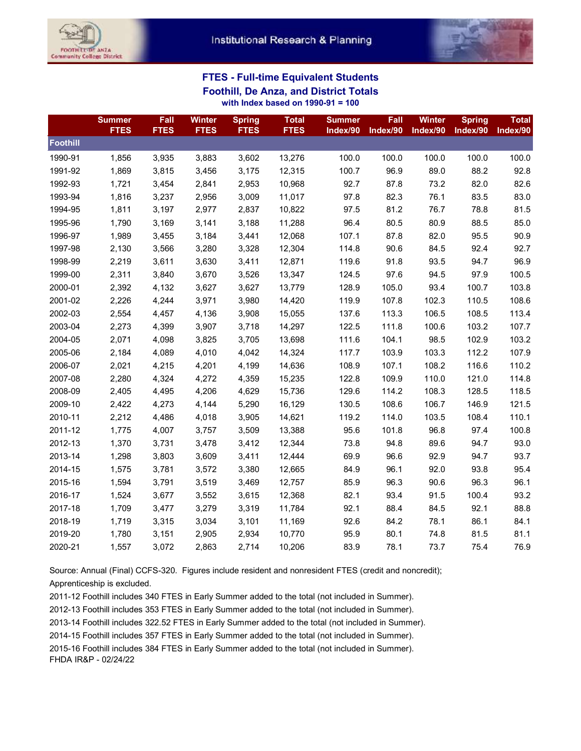Institutional Research & Planning

## FTES - Full-time Equivalent Students
## Foothill, De Anza, and District Totals
### with Index based on 1990-91 = 100

| | Summer FTES | Fall FTES | Winter FTES | Spring FTES | Total FTES | Summer Index/90 | Fall Index/90 | Winter Index/90 | Spring Index/90 | Total Index/90 |
|---|---|---|---|---|---|---|---|---|---|---|
| **Foothill** | | | | | | | | | | |
| 1990-91 | 1,856 | 3,935 | 3,883 | 3,602 | 13,276 | 100.0 | 100.0 | 100.0 | 100.0 | 100.0 |
| 1991-92 | 1,869 | 3,815 | 3,456 | 3,175 | 12,315 | 100.7 | 96.9 | 89.0 | 88.2 | 92.8 |
| 1992-93 | 1,721 | 3,454 | 2,841 | 2,953 | 10,968 | 92.7 | 87.8 | 73.2 | 82.0 | 82.6 |
| 1993-94 | 1,816 | 3,237 | 2,956 | 3,009 | 11,017 | 97.8 | 82.3 | 76.1 | 83.5 | 83.0 |
| 1994-95 | 1,811 | 3,197 | 2,977 | 2,837 | 10,822 | 97.5 | 81.2 | 76.7 | 78.8 | 81.5 |
| 1995-96 | 1,790 | 3,169 | 3,141 | 3,188 | 11,288 | 96.4 | 80.5 | 80.9 | 88.5 | 85.0 |
| 1996-97 | 1,989 | 3,455 | 3,184 | 3,441 | 12,068 | 107.1 | 87.8 | 82.0 | 95.5 | 90.9 |
| 1997-98 | 2,130 | 3,566 | 3,280 | 3,328 | 12,304 | 114.8 | 90.6 | 84.5 | 92.4 | 92.7 |
| 1998-99 | 2,219 | 3,611 | 3,630 | 3,411 | 12,871 | 119.6 | 91.8 | 93.5 | 94.7 | 96.9 |
| 1999-00 | 2,311 | 3,840 | 3,670 | 3,526 | 13,347 | 124.5 | 97.6 | 94.5 | 97.9 | 100.5 |
| 2000-01 | 2,392 | 4,132 | 3,627 | 3,627 | 13,779 | 128.9 | 105.0 | 93.4 | 100.7 | 103.8 |
| 2001-02 | 2,226 | 4,244 | 3,971 | 3,980 | 14,420 | 119.9 | 107.8 | 102.3 | 110.5 | 108.6 |
| 2002-03 | 2,554 | 4,457 | 4,136 | 3,908 | 15,055 | 137.6 | 113.3 | 106.5 | 108.5 | 113.4 |
| 2003-04 | 2,273 | 4,399 | 3,907 | 3,718 | 14,297 | 122.5 | 111.8 | 100.6 | 103.2 | 107.7 |
| 2004-05 | 2,071 | 4,098 | 3,825 | 3,705 | 13,698 | 111.6 | 104.1 | 98.5 | 102.9 | 103.2 |
| 2005-06 | 2,184 | 4,089 | 4,010 | 4,042 | 14,324 | 117.7 | 103.9 | 103.3 | 112.2 | 107.9 |
| 2006-07 | 2,021 | 4,215 | 4,201 | 4,199 | 14,636 | 108.9 | 107.1 | 108.2 | 116.6 | 110.2 |
| 2007-08 | 2,280 | 4,324 | 4,272 | 4,359 | 15,235 | 122.8 | 109.9 | 110.0 | 121.0 | 114.8 |
| 2008-09 | 2,405 | 4,495 | 4,206 | 4,629 | 15,736 | 129.6 | 114.2 | 108.3 | 128.5 | 118.5 |
| 2009-10 | 2,422 | 4,273 | 4,144 | 5,290 | 16,129 | 130.5 | 108.6 | 106.7 | 146.9 | 121.5 |
| 2010-11 | 2,212 | 4,486 | 4,018 | 3,905 | 14,621 | 119.2 | 114.0 | 103.5 | 108.4 | 110.1 |
| 2011-12 | 1,775 | 4,007 | 3,757 | 3,509 | 13,388 | 95.6 | 101.8 | 96.8 | 97.4 | 100.8 |
| 2012-13 | 1,370 | 3,731 | 3,478 | 3,412 | 12,344 | 73.8 | 94.8 | 89.6 | 94.7 | 93.0 |
| 2013-14 | 1,298 | 3,803 | 3,609 | 3,411 | 12,444 | 69.9 | 96.6 | 92.9 | 94.7 | 93.7 |
| 2014-15 | 1,575 | 3,781 | 3,572 | 3,380 | 12,665 | 84.9 | 96.1 | 92.0 | 93.8 | 95.4 |
| 2015-16 | 1,594 | 3,791 | 3,519 | 3,469 | 12,757 | 85.9 | 96.3 | 90.6 | 96.3 | 96.1 |
| 2016-17 | 1,524 | 3,677 | 3,552 | 3,615 | 12,368 | 82.1 | 93.4 | 91.5 | 100.4 | 93.2 |
| 2017-18 | 1,709 | 3,477 | 3,279 | 3,319 | 11,784 | 92.1 | 88.4 | 84.5 | 92.1 | 88.8 |
| 2018-19 | 1,719 | 3,315 | 3,034 | 3,101 | 11,169 | 92.6 | 84.2 | 78.1 | 86.1 | 84.1 |
| 2019-20 | 1,780 | 3,151 | 2,905 | 2,934 | 10,770 | 95.9 | 80.1 | 74.8 | 81.5 | 81.1 |
| 2020-21 | 1,557 | 3,072 | 2,863 | 2,714 | 10,206 | 83.9 | 78.1 | 73.7 | 75.4 | 76.9 |

Source: Annual (Final) CCFS-320. Figures include resident and nonresident FTES (credit and noncredit); Apprenticeship is excluded.

2011-12 Foothill includes 340 FTES in Early Summer added to the total (not included in Summer).

2012-13 Foothill includes 353 FTES in Early Summer added to the total (not included in Summer).

2013-14 Foothill includes 322.52 FTES in Early Summer added to the total (not included in Summer).

2014-15 Foothill includes 357 FTES in Early Summer added to the total (not included in Summer).

2015-16 Foothill includes 384 FTES in Early Summer added to the total (not included in Summer).

FHDA IR&P - 02/24/22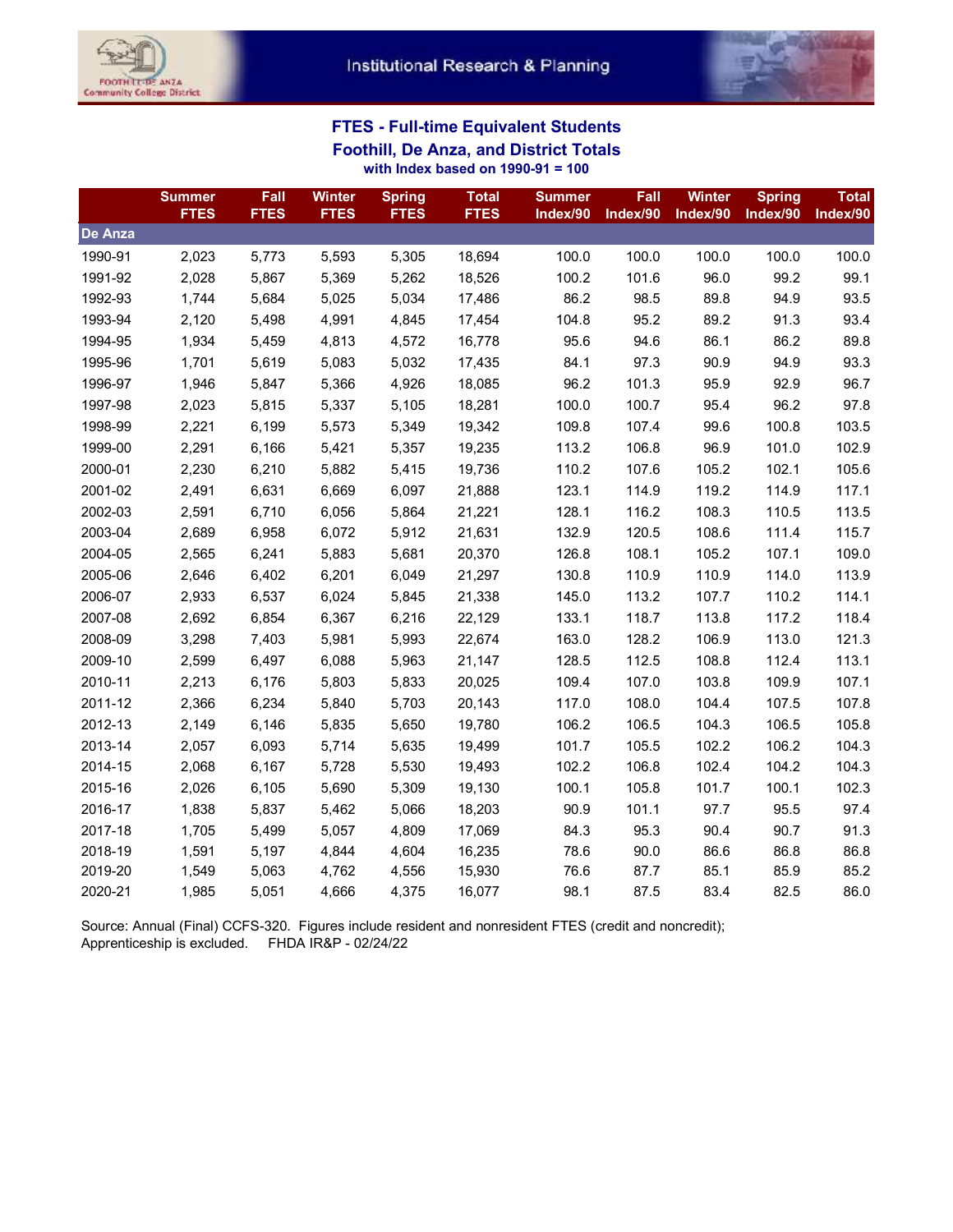## FTES - Full-time Equivalent Students

## Foothill, De Anza, and District Totals

**with Index based on 1990-91 = 100**

| | Summer FTES | Fall FTES | Winter FTES | Spring FTES | Total FTES | Summer Index/90 | Fall Index/90 | Winter Index/90 | Spring Index/90 | Total Index/90 |
|---|---|---|---|---|---|---|---|---|---|---|
| **De Anza** | | | | | | | | | | |
| 1990-91 | 2,023 | 5,773 | 5,593 | 5,305 | 18,694 | 100.0 | 100.0 | 100.0 | 100.0 | 100.0 |
| 1991-92 | 2,028 | 5,867 | 5,369 | 5,262 | 18,526 | 100.2 | 101.6 | 96.0 | 99.2 | 99.1 |
| 1992-93 | 1,744 | 5,684 | 5,025 | 5,034 | 17,486 | 86.2 | 98.5 | 89.8 | 94.9 | 93.5 |
| 1993-94 | 2,120 | 5,498 | 4,991 | 4,845 | 17,454 | 104.8 | 95.2 | 89.2 | 91.3 | 93.4 |
| 1994-95 | 1,934 | 5,459 | 4,813 | 4,572 | 16,778 | 95.6 | 94.6 | 86.1 | 86.2 | 89.8 |
| 1995-96 | 1,701 | 5,619 | 5,083 | 5,032 | 17,435 | 84.1 | 97.3 | 90.9 | 94.9 | 93.3 |
| 1996-97 | 1,946 | 5,847 | 5,366 | 4,926 | 18,085 | 96.2 | 101.3 | 95.9 | 92.9 | 96.7 |
| 1997-98 | 2,023 | 5,815 | 5,337 | 5,105 | 18,281 | 100.0 | 100.7 | 95.4 | 96.2 | 97.8 |
| 1998-99 | 2,221 | 6,199 | 5,573 | 5,349 | 19,342 | 109.8 | 107.4 | 99.6 | 100.8 | 103.5 |
| 1999-00 | 2,291 | 6,166 | 5,421 | 5,357 | 19,235 | 113.2 | 106.8 | 96.9 | 101.0 | 102.9 |
| 2000-01 | 2,230 | 6,210 | 5,882 | 5,415 | 19,736 | 110.2 | 107.6 | 105.2 | 102.1 | 105.6 |
| 2001-02 | 2,491 | 6,631 | 6,669 | 6,097 | 21,888 | 123.1 | 114.9 | 119.2 | 114.9 | 117.1 |
| 2002-03 | 2,591 | 6,710 | 6,056 | 5,864 | 21,221 | 128.1 | 116.2 | 108.3 | 110.5 | 113.5 |
| 2003-04 | 2,689 | 6,958 | 6,072 | 5,912 | 21,631 | 132.9 | 120.5 | 108.6 | 111.4 | 115.7 |
| 2004-05 | 2,565 | 6,241 | 5,883 | 5,681 | 20,370 | 126.8 | 108.1 | 105.2 | 107.1 | 109.0 |
| 2005-06 | 2,646 | 6,402 | 6,201 | 6,049 | 21,297 | 130.8 | 110.9 | 110.9 | 114.0 | 113.9 |
| 2006-07 | 2,933 | 6,537 | 6,024 | 5,845 | 21,338 | 145.0 | 113.2 | 107.7 | 110.2 | 114.1 |
| 2007-08 | 2,692 | 6,854 | 6,367 | 6,216 | 22,129 | 133.1 | 118.7 | 113.8 | 117.2 | 118.4 |
| 2008-09 | 3,298 | 7,403 | 5,981 | 5,993 | 22,674 | 163.0 | 128.2 | 106.9 | 113.0 | 121.3 |
| 2009-10 | 2,599 | 6,497 | 6,088 | 5,963 | 21,147 | 128.5 | 112.5 | 108.8 | 112.4 | 113.1 |
| 2010-11 | 2,213 | 6,176 | 5,803 | 5,833 | 20,025 | 109.4 | 107.0 | 103.8 | 109.9 | 107.1 |
| 2011-12 | 2,366 | 6,234 | 5,840 | 5,703 | 20,143 | 117.0 | 108.0 | 104.4 | 107.5 | 107.8 |
| 2012-13 | 2,149 | 6,146 | 5,835 | 5,650 | 19,780 | 106.2 | 106.5 | 104.3 | 106.5 | 105.8 |
| 2013-14 | 2,057 | 6,093 | 5,714 | 5,635 | 19,499 | 101.7 | 105.5 | 102.2 | 106.2 | 104.3 |
| 2014-15 | 2,068 | 6,167 | 5,728 | 5,530 | 19,493 | 102.2 | 106.8 | 102.4 | 104.2 | 104.3 |
| 2015-16 | 2,026 | 6,105 | 5,690 | 5,309 | 19,130 | 100.1 | 105.8 | 101.7 | 100.1 | 102.3 |
| 2016-17 | 1,838 | 5,837 | 5,462 | 5,066 | 18,203 | 90.9 | 101.1 | 97.7 | 95.5 | 97.4 |
| 2017-18 | 1,705 | 5,499 | 5,057 | 4,809 | 17,069 | 84.3 | 95.3 | 90.4 | 90.7 | 91.3 |
| 2018-19 | 1,591 | 5,197 | 4,844 | 4,604 | 16,235 | 78.6 | 90.0 | 86.6 | 86.8 | 86.8 |
| 2019-20 | 1,549 | 5,063 | 4,762 | 4,556 | 15,930 | 76.6 | 87.7 | 85.1 | 85.9 | 85.2 |
| 2020-21 | 1,985 | 5,051 | 4,666 | 4,375 | 16,077 | 98.1 | 87.5 | 83.4 | 82.5 | 86.0 |

Source: Annual (Final) CCFS-320. Figures include resident and nonresident FTES (credit and noncredit); Apprenticeship is excluded. FHDA IR&P - 02/24/22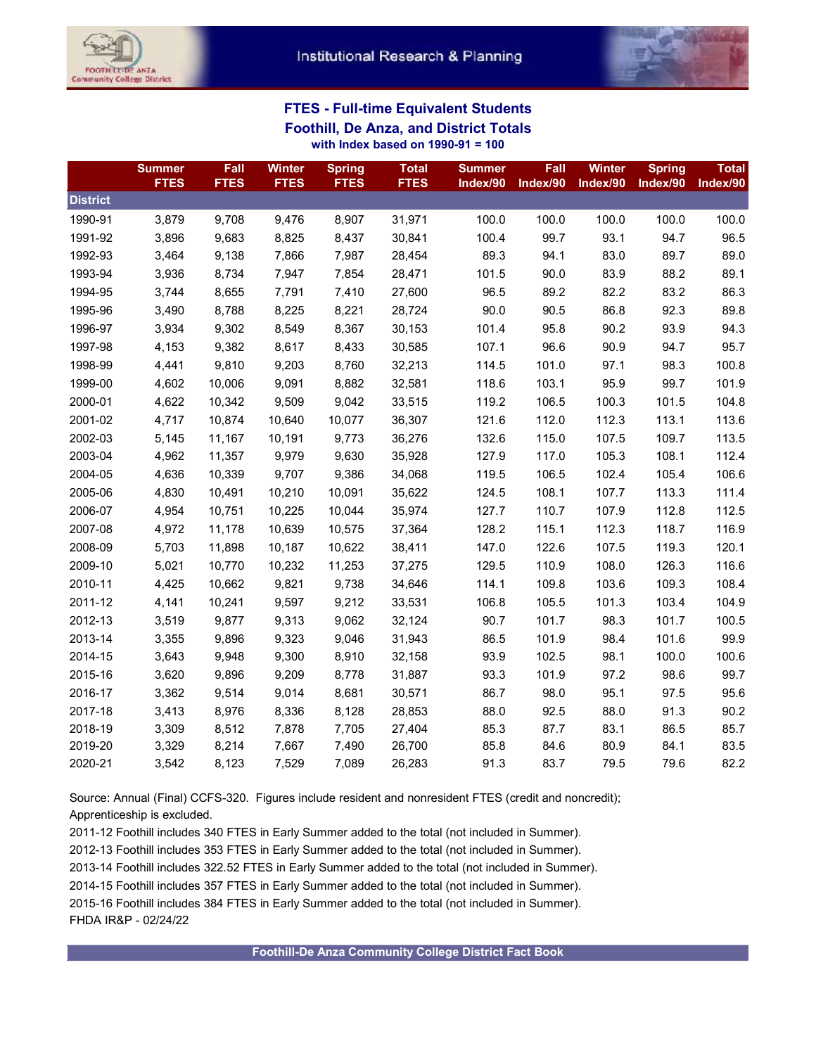## FTES - Full-time Equivalent Students
## Foothill, De Anza, and District Totals
**with Index based on 1990-91 = 100**

| | Summer FTES | Fall FTES | Winter FTES | Spring FTES | Total FTES | Summer Index/90 | Fall Index/90 | Winter Index/90 | Spring Index/90 | Total Index/90 |
|---|---|---|---|---|---|---|---|---|---|---|
| **District** | | | | | | | | | | |
| 1990-91 | 3,879 | 9,708 | 9,476 | 8,907 | 31,971 | 100.0 | 100.0 | 100.0 | 100.0 | 100.0 |
| 1991-92 | 3,896 | 9,683 | 8,825 | 8,437 | 30,841 | 100.4 | 99.7 | 93.1 | 94.7 | 96.5 |
| 1992-93 | 3,464 | 9,138 | 7,866 | 7,987 | 28,454 | 89.3 | 94.1 | 83.0 | 89.7 | 89.0 |
| 1993-94 | 3,936 | 8,734 | 7,947 | 7,854 | 28,471 | 101.5 | 90.0 | 83.9 | 88.2 | 89.1 |
| 1994-95 | 3,744 | 8,655 | 7,791 | 7,410 | 27,600 | 96.5 | 89.2 | 82.2 | 83.2 | 86.3 |
| 1995-96 | 3,490 | 8,788 | 8,225 | 8,221 | 28,724 | 90.0 | 90.5 | 86.8 | 92.3 | 89.8 |
| 1996-97 | 3,934 | 9,302 | 8,549 | 8,367 | 30,153 | 101.4 | 95.8 | 90.2 | 93.9 | 94.3 |
| 1997-98 | 4,153 | 9,382 | 8,617 | 8,433 | 30,585 | 107.1 | 96.6 | 90.9 | 94.7 | 95.7 |
| 1998-99 | 4,441 | 9,810 | 9,203 | 8,760 | 32,213 | 114.5 | 101.0 | 97.1 | 98.3 | 100.8 |
| 1999-00 | 4,602 | 10,006 | 9,091 | 8,882 | 32,581 | 118.6 | 103.1 | 95.9 | 99.7 | 101.9 |
| 2000-01 | 4,622 | 10,342 | 9,509 | 9,042 | 33,515 | 119.2 | 106.5 | 100.3 | 101.5 | 104.8 |
| 2001-02 | 4,717 | 10,874 | 10,640 | 10,077 | 36,307 | 121.6 | 112.0 | 112.3 | 113.1 | 113.6 |
| 2002-03 | 5,145 | 11,167 | 10,191 | 9,773 | 36,276 | 132.6 | 115.0 | 107.5 | 109.7 | 113.5 |
| 2003-04 | 4,962 | 11,357 | 9,979 | 9,630 | 35,928 | 127.9 | 117.0 | 105.3 | 108.1 | 112.4 |
| 2004-05 | 4,636 | 10,339 | 9,707 | 9,386 | 34,068 | 119.5 | 106.5 | 102.4 | 105.4 | 106.6 |
| 2005-06 | 4,830 | 10,491 | 10,210 | 10,091 | 35,622 | 124.5 | 108.1 | 107.7 | 113.3 | 111.4 |
| 2006-07 | 4,954 | 10,751 | 10,225 | 10,044 | 35,974 | 127.7 | 110.7 | 107.9 | 112.8 | 112.5 |
| 2007-08 | 4,972 | 11,178 | 10,639 | 10,575 | 37,364 | 128.2 | 115.1 | 112.3 | 118.7 | 116.9 |
| 2008-09 | 5,703 | 11,898 | 10,187 | 10,622 | 38,411 | 147.0 | 122.6 | 107.5 | 119.3 | 120.1 |
| 2009-10 | 5,021 | 10,770 | 10,232 | 11,253 | 37,275 | 129.5 | 110.9 | 108.0 | 126.3 | 116.6 |
| 2010-11 | 4,425 | 10,662 | 9,821 | 9,738 | 34,646 | 114.1 | 109.8 | 103.6 | 109.3 | 108.4 |
| 2011-12 | 4,141 | 10,241 | 9,597 | 9,212 | 33,531 | 106.8 | 105.5 | 101.3 | 103.4 | 104.9 |
| 2012-13 | 3,519 | 9,877 | 9,313 | 9,062 | 32,124 | 90.7 | 101.7 | 98.3 | 101.7 | 100.5 |
| 2013-14 | 3,355 | 9,896 | 9,323 | 9,046 | 31,943 | 86.5 | 101.9 | 98.4 | 101.6 | 99.9 |
| 2014-15 | 3,643 | 9,948 | 9,300 | 8,910 | 32,158 | 93.9 | 102.5 | 98.1 | 100.0 | 100.6 |
| 2015-16 | 3,620 | 9,896 | 9,209 | 8,778 | 31,887 | 93.3 | 101.9 | 97.2 | 98.6 | 99.7 |
| 2016-17 | 3,362 | 9,514 | 9,014 | 8,681 | 30,571 | 86.7 | 98.0 | 95.1 | 97.5 | 95.6 |
| 2017-18 | 3,413 | 8,976 | 8,336 | 8,128 | 28,853 | 88.0 | 92.5 | 88.0 | 91.3 | 90.2 |
| 2018-19 | 3,309 | 8,512 | 7,878 | 7,705 | 27,404 | 85.3 | 87.7 | 83.1 | 86.5 | 85.7 |
| 2019-20 | 3,329 | 8,214 | 7,667 | 7,490 | 26,700 | 85.8 | 84.6 | 80.9 | 84.1 | 83.5 |
| 2020-21 | 3,542 | 8,123 | 7,529 | 7,089 | 26,283 | 91.3 | 83.7 | 79.5 | 79.6 | 82.2 |

Source: Annual (Final) CCFS-320. Figures include resident and nonresident FTES (credit and noncredit); Apprenticeship is excluded.

2011-12 Foothill includes 340 FTES in Early Summer added to the total (not included in Summer).

2012-13 Foothill includes 353 FTES in Early Summer added to the total (not included in Summer).

2013-14 Foothill includes 322.52 FTES in Early Summer added to the total (not included in Summer).

2014-15 Foothill includes 357 FTES in Early Summer added to the total (not included in Summer).

2015-16 Foothill includes 384 FTES in Early Summer added to the total (not included in Summer).

FHDA IR&P - 02/24/22